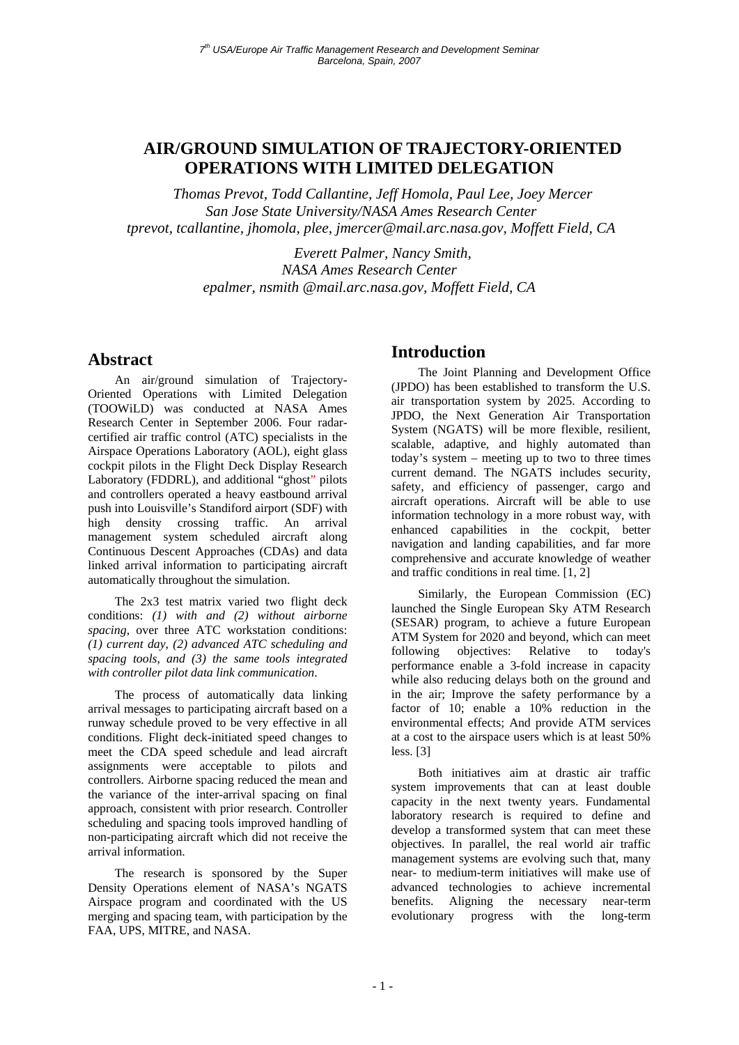# AIR/GROUND SIMULATION OF TRAJECTORY-ORIENTED OPERATIONS WITH LIMITED DELEGATION

*Thomas Prevot, Todd Callantine, Jeff Homola, Paul Lee, Joey Mercer*
*San Jose State University/NASA Ames Research Center*
*tprevot, tcallantine, jhomola, plee, jmercer@mail.arc.nasa.gov, Moffett Field, CA*

*Everett Palmer, Nancy Smith,*
*NASA Ames Research Center*
*epalmer, nsmith @mail.arc.nasa.gov, Moffett Field, CA*

## Abstract

An air/ground simulation of Trajectory-Oriented Operations with Limited Delegation (TOOWiLD) was conducted at NASA Ames Research Center in September 2006. Four radar-certified air traffic control (ATC) specialists in the Airspace Operations Laboratory (AOL), eight glass cockpit pilots in the Flight Deck Display Research Laboratory (FDDRL), and additional "ghost" pilots and controllers operated a heavy eastbound arrival push into Louisville's Standiford airport (SDF) with high density crossing traffic. An arrival management system scheduled aircraft along Continuous Descent Approaches (CDAs) and data linked arrival information to participating aircraft automatically throughout the simulation.

The 2x3 test matrix varied two flight deck conditions: *(1) with and (2) without airborne spacing*, over three ATC workstation conditions: *(1) current day, (2) advanced ATC scheduling and spacing tools, and (3) the same tools integrated with controller pilot data link communication*.

The process of automatically data linking arrival messages to participating aircraft based on a runway schedule proved to be very effective in all conditions. Flight deck-initiated speed changes to meet the CDA speed schedule and lead aircraft assignments were acceptable to pilots and controllers. Airborne spacing reduced the mean and the variance of the inter-arrival spacing on final approach, consistent with prior research. Controller scheduling and spacing tools improved handling of non-participating aircraft which did not receive the arrival information.

The research is sponsored by the Super Density Operations element of NASA's NGATS Airspace program and coordinated with the US merging and spacing team, with participation by the FAA, UPS, MITRE, and NASA.

## Introduction

The Joint Planning and Development Office (JPDO) has been established to transform the U.S. air transportation system by 2025. According to JPDO, the Next Generation Air Transportation System (NGATS) will be more flexible, resilient, scalable, adaptive, and highly automated than today's system – meeting up to two to three times current demand. The NGATS includes security, safety, and efficiency of passenger, cargo and aircraft operations. Aircraft will be able to use information technology in a more robust way, with enhanced capabilities in the cockpit, better navigation and landing capabilities, and far more comprehensive and accurate knowledge of weather and traffic conditions in real time. [1, 2]

Similarly, the European Commission (EC) launched the Single European Sky ATM Research (SESAR) program, to achieve a future European ATM System for 2020 and beyond, which can meet following objectives: Relative to today's performance enable a 3-fold increase in capacity while also reducing delays both on the ground and in the air; Improve the safety performance by a factor of 10; enable a 10% reduction in the environmental effects; And provide ATM services at a cost to the airspace users which is at least 50% less. [3]

Both initiatives aim at drastic air traffic system improvements that can at least double capacity in the next twenty years. Fundamental laboratory research is required to define and develop a transformed system that can meet these objectives. In parallel, the real world air traffic management systems are evolving such that, many near- to medium-term initiatives will make use of advanced technologies to achieve incremental benefits. Aligning the necessary near-term evolutionary progress with the long-term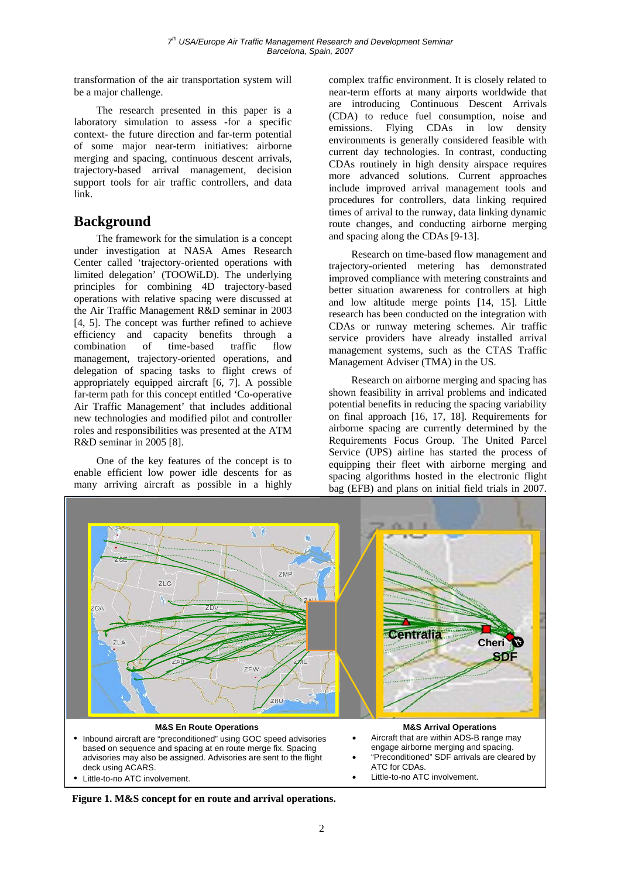transformation of the air transportation system will be a major challenge.

The research presented in this paper is a laboratory simulation to assess -for a specific context- the future direction and far-term potential of some major near-term initiatives: airborne merging and spacing, continuous descent arrivals, trajectory-based arrival management, decision support tools for air traffic controllers, and data link.

## Background

The framework for the simulation is a concept under investigation at NASA Ames Research Center called 'trajectory-oriented operations with limited delegation' (TOOWiLD). The underlying principles for combining 4D trajectory-based operations with relative spacing were discussed at the Air Traffic Management R&D seminar in 2003 [4, 5]. The concept was further refined to achieve efficiency and capacity benefits through a combination of time-based traffic flow management, trajectory-oriented operations, and delegation of spacing tasks to flight crews of appropriately equipped aircraft [6, 7]. A possible far-term path for this concept entitled 'Co-operative Air Traffic Management' that includes additional new technologies and modified pilot and controller roles and responsibilities was presented at the ATM R&D seminar in 2005 [8].

One of the key features of the concept is to enable efficient low power idle descents for as many arriving aircraft as possible in a highly complex traffic environment. It is closely related to near-term efforts at many airports worldwide that are introducing Continuous Descent Arrivals (CDA) to reduce fuel consumption, noise and emissions. Flying CDAs in low density environments is generally considered feasible with current day technologies. In contrast, conducting CDAs routinely in high density airspace requires more advanced solutions. Current approaches include improved arrival management tools and procedures for controllers, data linking required times of arrival to the runway, data linking dynamic route changes, and conducting airborne merging and spacing along the CDAs [9-13].

Research on time-based flow management and trajectory-oriented metering has demonstrated improved compliance with metering constraints and better situation awareness for controllers at high and low altitude merge points [14, 15]. Little research has been conducted on the integration with CDAs or runway metering schemes. Air traffic service providers have already installed arrival management systems, such as the CTAS Traffic Management Adviser (TMA) in the US.

Research on airborne merging and spacing has shown feasibility in arrival problems and indicated potential benefits in reducing the spacing variability on final approach [16, 17, 18]. Requirements for airborne spacing are currently determined by the Requirements Focus Group. The United Parcel Service (UPS) airline has started the process of equipping their fleet with airborne merging and spacing algorithms hosted in the electronic flight bag (EFB) and plans on initial field trials in 2007.

**M&S En Route Operations**

- Inbound aircraft are "preconditioned" using GOC speed advisories based on sequence and spacing at en route merge fix. Spacing advisories may also be assigned. Advisories are sent to the flight deck using ACARS.
- Little-to-no ATC involvement.

**M&S Arrival Operations**

- Aircraft that are within ADS-B range may engage airborne merging and spacing.
- "Preconditioned" SDF arrivals are cleared by ATC for CDAs.
- Little-to-no ATC involvement.

**Figure 1. M&S concept for en route and arrival operations.**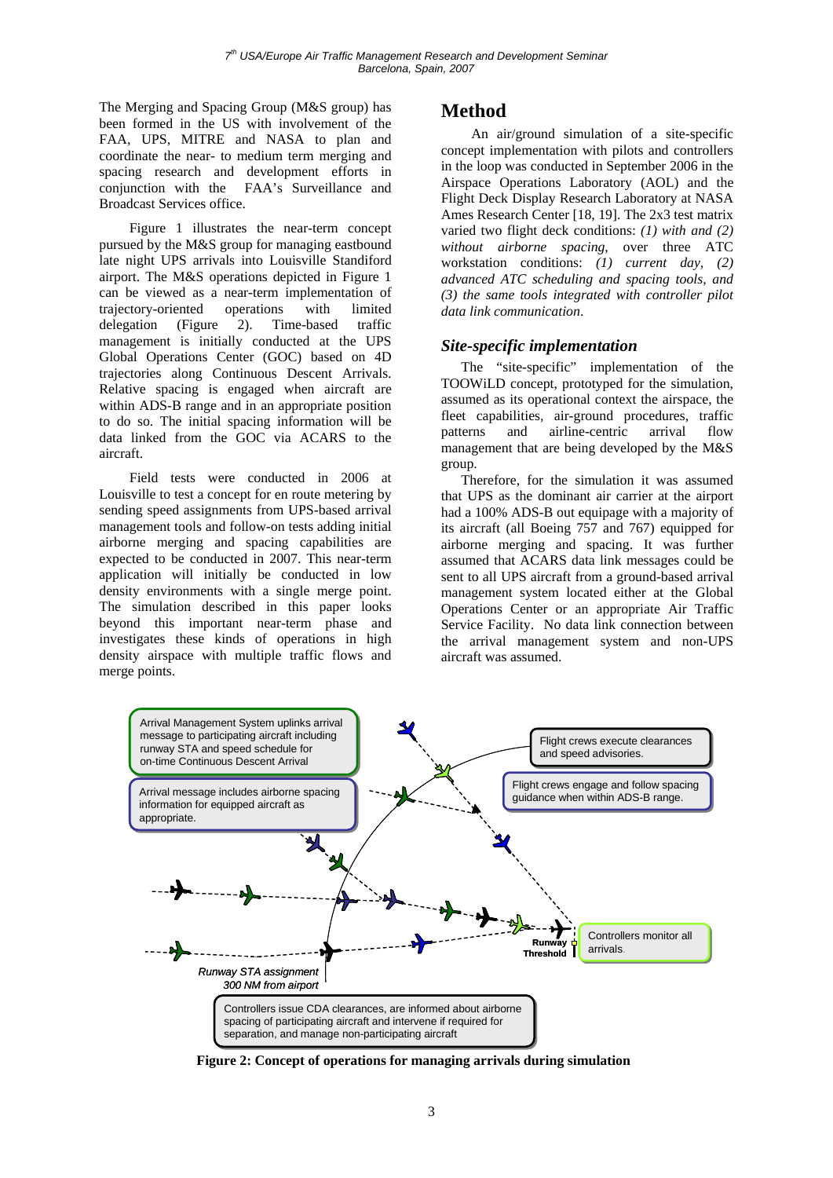The Merging and Spacing Group (M&S group) has been formed in the US with involvement of the FAA, UPS, MITRE and NASA to plan and coordinate the near- to medium term merging and spacing research and development efforts in conjunction with the FAA's Surveillance and Broadcast Services office.

Figure 1 illustrates the near-term concept pursued by the M&S group for managing eastbound late night UPS arrivals into Louisville Standiford airport. The M&S operations depicted in Figure 1 can be viewed as a near-term implementation of trajectory-oriented operations with limited delegation (Figure 2). Time-based traffic management is initially conducted at the UPS Global Operations Center (GOC) based on 4D trajectories along Continuous Descent Arrivals. Relative spacing is engaged when aircraft are within ADS-B range and in an appropriate position to do so. The initial spacing information will be data linked from the GOC via ACARS to the aircraft.

Field tests were conducted in 2006 at Louisville to test a concept for en route metering by sending speed assignments from UPS-based arrival management tools and follow-on tests adding initial airborne merging and spacing capabilities are expected to be conducted in 2007. This near-term application will initially be conducted in low density environments with a single merge point. The simulation described in this paper looks beyond this important near-term phase and investigates these kinds of operations in high density airspace with multiple traffic flows and merge points.

# Method

An air/ground simulation of a site-specific concept implementation with pilots and controllers in the loop was conducted in September 2006 in the Airspace Operations Laboratory (AOL) and the Flight Deck Display Research Laboratory at NASA Ames Research Center [18, 19]. The 2x3 test matrix varied two flight deck conditions: *(1) with and (2) without airborne spacing*, over three ATC workstation conditions: *(1) current day, (2) advanced ATC scheduling and spacing tools, and (3) the same tools integrated with controller pilot data link communication*.

## *Site-specific implementation*

The "site-specific" implementation of the TOOWiLD concept, prototyped for the simulation, assumed as its operational context the airspace, the fleet capabilities, air-ground procedures, traffic patterns and airline-centric arrival flow management that are being developed by the M&S group.

Therefore, for the simulation it was assumed that UPS as the dominant air carrier at the airport had a 100% ADS-B out equipage with a majority of its aircraft (all Boeing 757 and 767) equipped for airborne merging and spacing. It was further assumed that ACARS data link messages could be sent to all UPS aircraft from a ground-based arrival management system located either at the Global Operations Center or an appropriate Air Traffic Service Facility. No data link connection between the arrival management system and non-UPS aircraft was assumed.

Arrival Management System uplinks arrival message to participating aircraft including runway STA and speed schedule for on-time Continuous Descent Arrival

Arrival message includes airborne spacing information for equipped aircraft as appropriate.

Flight crews execute clearances and speed advisories.

Flight crews engage and follow spacing guidance when within ADS-B range.

Runway Threshold

Controllers monitor all arrivals.

*Runway STA assignment 300 NM from airport*

Controllers issue CDA clearances, are informed about airborne spacing of participating aircraft and intervene if required for separation, and manage non-participating aircraft

**Figure 2: Concept of operations for managing arrivals during simulation**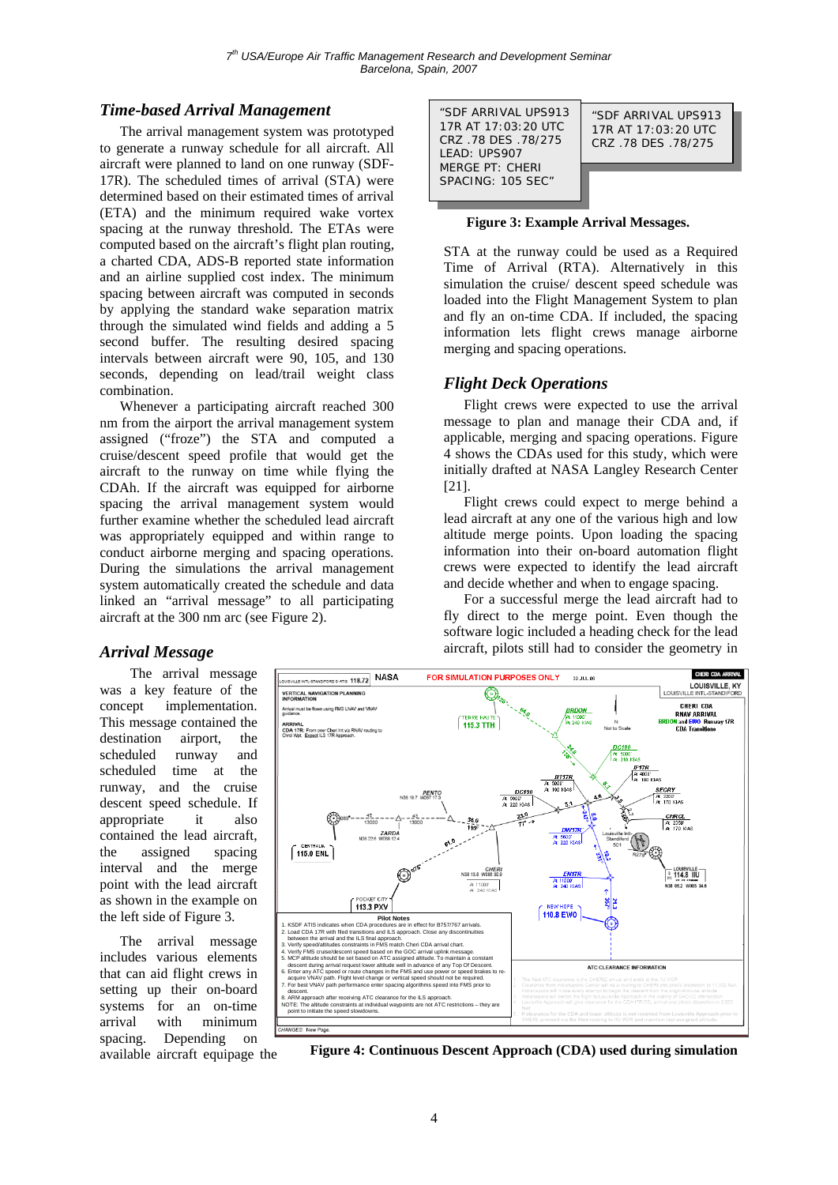## *Time-based Arrival Management*

The arrival management system was prototyped to generate a runway schedule for all aircraft. All aircraft were planned to land on one runway (SDF-17R). The scheduled times of arrival (STA) were determined based on their estimated times of arrival (ETA) and the minimum required wake vortex spacing at the runway threshold. The ETAs were computed based on the aircraft's flight plan routing, a charted CDA, ADS-B reported state information and an airline supplied cost index. The minimum spacing between aircraft was computed in seconds by applying the standard wake separation matrix through the simulated wind fields and adding a 5 second buffer. The resulting desired spacing intervals between aircraft were 90, 105, and 130 seconds, depending on lead/trail weight class combination.

Whenever a participating aircraft reached 300 nm from the airport the arrival management system assigned ("froze") the STA and computed a cruise/descent speed profile that would get the aircraft to the runway on time while flying the CDAh. If the aircraft was equipped for airborne spacing the arrival management system would further examine whether the scheduled lead aircraft was appropriately equipped and within range to conduct airborne merging and spacing operations. During the simulations the arrival management system automatically created the schedule and data linked an "arrival message" to all participating aircraft at the 300 nm arc (see Figure 2).

## *Arrival Message*

The arrival message was a key feature of the concept implementation. This message contained the destination airport, the scheduled runway and scheduled time at the runway, and the cruise descent speed schedule. If appropriate it also contained the lead aircraft, the assigned spacing interval and the merge point with the lead aircraft as shown in the example on the left side of Figure 3.

The arrival message includes various elements that can aid flight crews in setting up their on-board systems for an on-time arrival with minimum spacing. Depending on available aircraft equipage the STA at the runway could be used as a Required Time of Arrival (RTA). Alternatively in this simulation the cruise/ descent speed schedule was loaded into the Flight Management System to plan and fly an on-time CDA. If included, the spacing information lets flight crews manage airborne merging and spacing operations.

```
"SDF ARRIVAL UPS913
17R AT 17:03:20 UTC
CRZ .78 DES .78/275
LEAD: UPS907
MERGE PT: CHERI
SPACING: 105 SEC"
```

```
"SDF ARRIVAL UPS913
17R AT 17:03:20 UTC
CRZ .78 DES .78/275
```

**Figure 3: Example Arrival Messages.**

## *Flight Deck Operations*

Flight crews were expected to use the arrival message to plan and manage their CDA and, if applicable, merging and spacing operations. Figure 4 shows the CDAs used for this study, which were initially drafted at NASA Langley Research Center [21].

Flight crews could expect to merge behind a lead aircraft at any one of the various high and low altitude merge points. Upon loading the spacing information into their on-board automation flight crews were expected to identify the lead aircraft and decide whether and when to engage spacing.

For a successful merge the lead aircraft had to fly direct to the merge point. Even though the software logic included a heading check for the lead aircraft, pilots still had to consider the geometry in

**Figure 4: Continuous Descent Approach (CDA) used during simulation**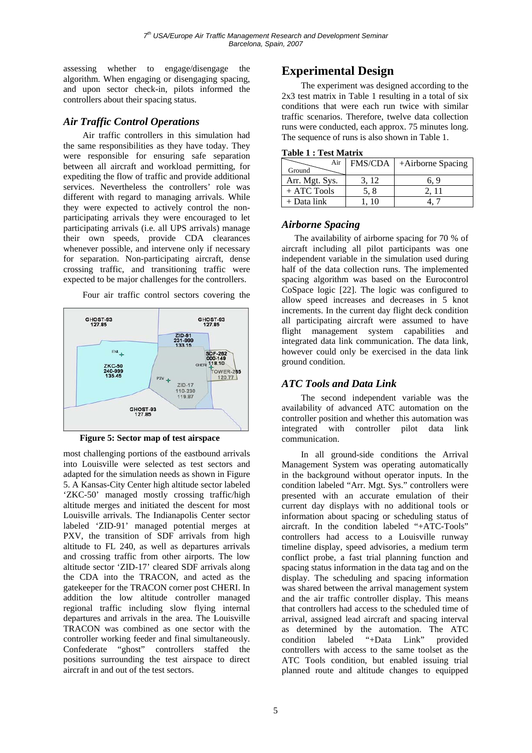assessing whether to engage/disengage the algorithm. When engaging or disengaging spacing, and upon sector check-in, pilots informed the controllers about their spacing status.

### *Air Traffic Control Operations*

Air traffic controllers in this simulation had the same responsibilities as they have today. They were responsible for ensuring safe separation between all aircraft and workload permitting, for expediting the flow of traffic and provide additional services. Nevertheless the controllers' role was different with regard to managing arrivals. While they were expected to actively control the non-participating arrivals they were encouraged to let participating arrivals (i.e. all UPS arrivals) manage their own speeds, provide CDA clearances whenever possible, and intervene only if necessary for separation. Non-participating aircraft, dense crossing traffic, and transitioning traffic were expected to be major challenges for the controllers.

Four air traffic control sectors covering the most challenging portions of the eastbound arrivals into Louisville were selected as test sectors and adapted for the simulation needs as shown in Figure 5. A Kansas-City Center high altitude sector labeled 'ZKC-50' managed mostly crossing traffic/high altitude merges and initiated the descent for most Louisville arrivals. The Indianapolis Center sector labeled 'ZID-91' managed potential merges at PXV, the transition of SDF arrivals from high altitude to FL 240, as well as departures arrivals and crossing traffic from other airports. The low altitude sector 'ZID-17' cleared SDF arrivals along the CDA into the TRACON, and acted as the gatekeeper for the TRACON corner post CHERI. In addition the low altitude controller managed regional traffic including slow flying internal departures and arrivals in the area. The Louisville TRACON was combined as one sector with the controller working feeder and final simultaneously. Confederate "ghost" controllers staffed the positions surrounding the test airspace to direct aircraft in and out of the test sectors.

**Figure 5: Sector map of test airspace**

## Experimental Design

The experiment was designed according to the 2x3 test matrix in Table 1 resulting in a total of six conditions that were each run twice with similar traffic scenarios. Therefore, twelve data collection runs were conducted, each approx. 75 minutes long. The sequence of runs is also shown in Table 1.

**Table 1 : Test Matrix**

| Ground \ Air | FMS/CDA | +Airborne Spacing |
|---|---|---|
| Arr. Mgt. Sys. | 3, 12 | 6, 9 |
| + ATC Tools | 5, 8 | 2, 11 |
| + Data link | 1, 10 | 4, 7 |

### *Airborne Spacing*

The availability of airborne spacing for 70 % of aircraft including all pilot participants was one independent variable in the simulation used during half of the data collection runs. The implemented spacing algorithm was based on the Eurocontrol CoSpace logic [22]. The logic was configured to allow speed increases and decreases in 5 knot increments. In the current day flight deck condition all participating aircraft were assumed to have flight management system capabilities and integrated data link communication. The data link, however could only be exercised in the data link ground condition.

### *ATC Tools and Data Link*

The second independent variable was the availability of advanced ATC automation on the controller position and whether this automation was integrated with controller pilot data link communication.

In all ground-side conditions the Arrival Management System was operating automatically in the background without operator inputs. In the condition labeled "Arr. Mgt. Sys." controllers were presented with an accurate emulation of their current day displays with no additional tools or information about spacing or scheduling status of aircraft. In the condition labeled "+ATC-Tools" controllers had access to a Louisville runway timeline display, speed advisories, a medium term conflict probe, a fast trial planning function and spacing status information in the data tag and on the display. The scheduling and spacing information was shared between the arrival management system and the air traffic controller display. This means that controllers had access to the scheduled time of arrival, assigned lead aircraft and spacing interval as determined by the automation. The ATC condition labeled "+Data Link" provided controllers with access to the same toolset as the ATC Tools condition, but enabled issuing trial planned route and altitude changes to equipped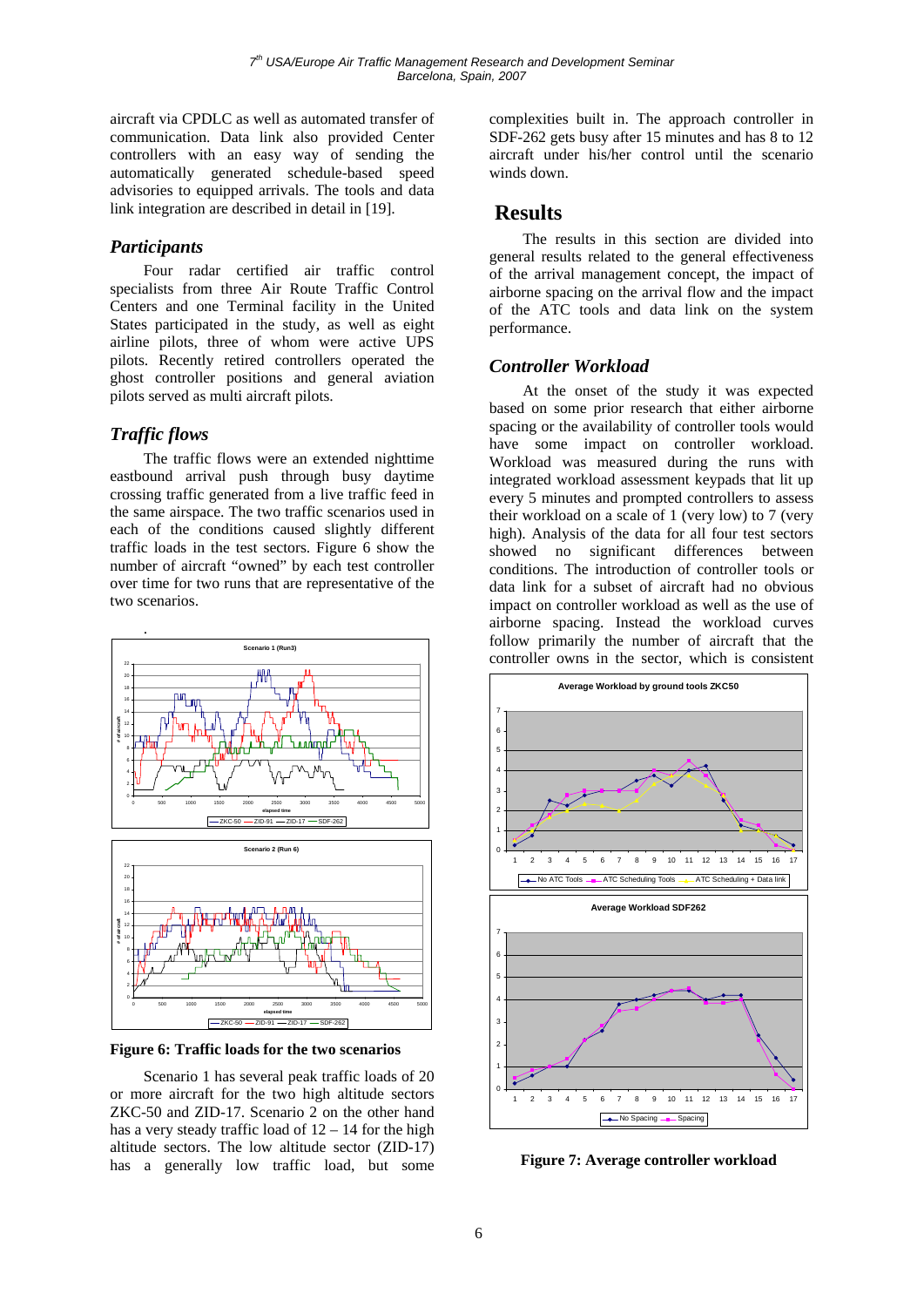aircraft via CPDLC as well as automated transfer of communication. Data link also provided Center controllers with an easy way of sending the automatically generated schedule-based speed advisories to equipped arrivals. The tools and data link integration are described in detail in [19].

### *Participants*

Four radar certified air traffic control specialists from three Air Route Traffic Control Centers and one Terminal facility in the United States participated in the study, as well as eight airline pilots, three of whom were active UPS pilots. Recently retired controllers operated the ghost controller positions and general aviation pilots served as multi aircraft pilots.

### *Traffic flows*

The traffic flows were an extended nighttime eastbound arrival push through busy daytime crossing traffic generated from a live traffic feed in the same airspace. The two traffic scenarios used in each of the conditions caused slightly different traffic loads in the test sectors. Figure 6 show the number of aircraft "owned" by each test controller over time for two runs that are representative of the two scenarios.

**Figure 6: Traffic loads for the two scenarios**

Scenario 1 has several peak traffic loads of 20 or more aircraft for the two high altitude sectors ZKC-50 and ZID-17. Scenario 2 on the other hand has a very steady traffic load of 12 – 14 for the high altitude sectors. The low altitude sector (ZID-17) has a generally low traffic load, but some complexities built in. The approach controller in SDF-262 gets busy after 15 minutes and has 8 to 12 aircraft under his/her control until the scenario winds down.

## Results

The results in this section are divided into general results related to the general effectiveness of the arrival management concept, the impact of airborne spacing on the arrival flow and the impact of the ATC tools and data link on the system performance.

### *Controller Workload*

At the onset of the study it was expected based on some prior research that either airborne spacing or the availability of controller tools would have some impact on controller workload. Workload was measured during the runs with integrated workload assessment keypads that lit up every 5 minutes and prompted controllers to assess their workload on a scale of 1 (very low) to 7 (very high). Analysis of the data for all four test sectors showed no significant differences between conditions. The introduction of controller tools or data link for a subset of aircraft had no obvious impact on controller workload as well as the use of airborne spacing. Instead the workload curves follow primarily the number of aircraft that the controller owns in the sector, which is consistent

**Figure 7: Average controller workload**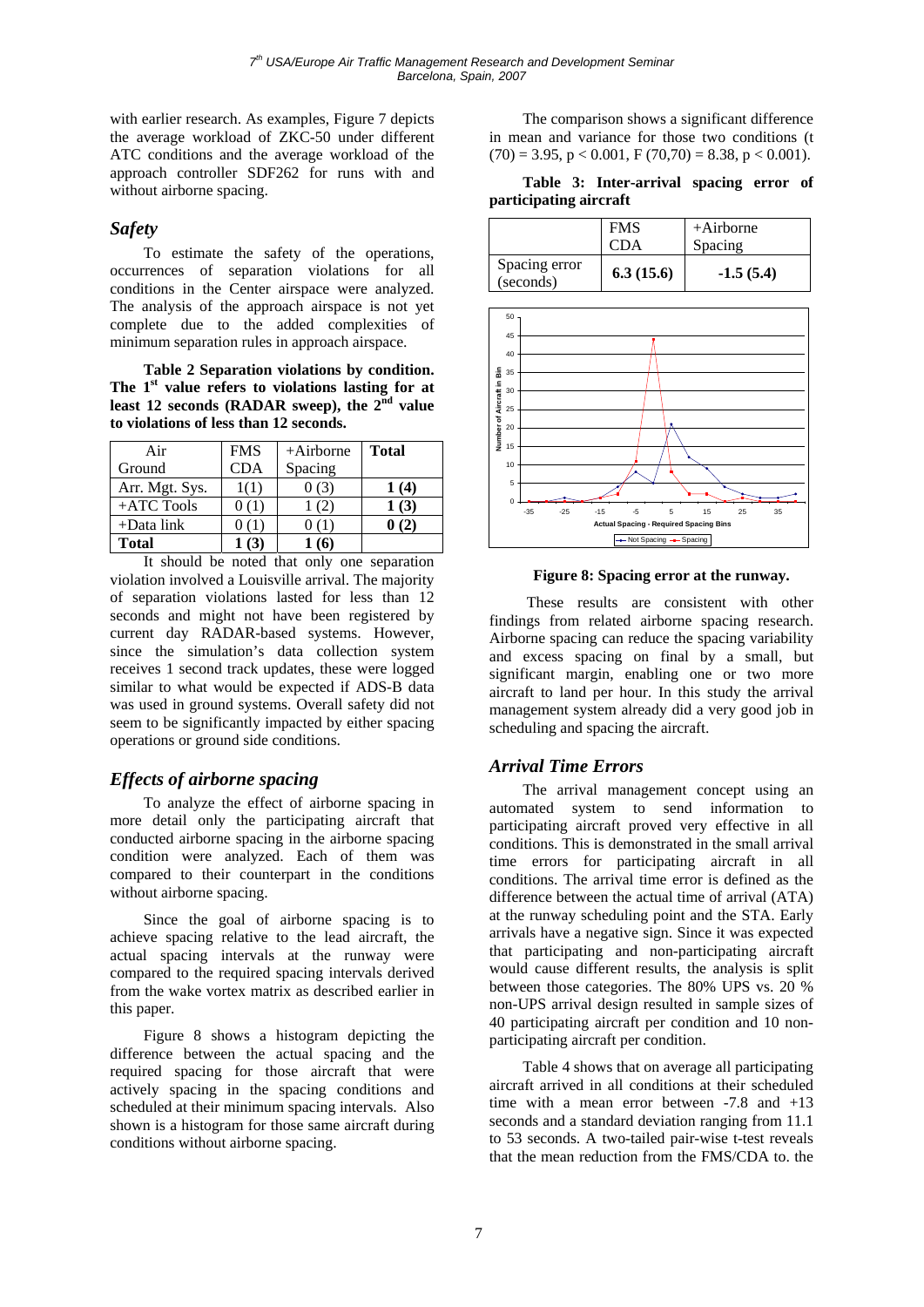with earlier research. As examples, Figure 7 depicts the average workload of ZKC-50 under different ATC conditions and the average workload of the approach controller SDF262 for runs with and without airborne spacing.

## *Safety*

To estimate the safety of the operations, occurrences of separation violations for all conditions in the Center airspace were analyzed. The analysis of the approach airspace is not yet complete due to the added complexities of minimum separation rules in approach airspace.

**Table 2 Separation violations by condition. The 1st value refers to violations lasting for at least 12 seconds (RADAR sweep), the 2nd value to violations of less than 12 seconds.**

| Air Ground | FMS CDA | +Airborne Spacing | **Total** |
|---|---|---|---|
| Arr. Mgt. Sys. | 1(1) | 0 (3) | **1 (4)** |
| +ATC Tools | 0 (1) | 1 (2) | **1 (3)** |
| +Data link | 0 (1) | 0 (1) | **0 (2)** |
| **Total** | **1 (3)** | **1 (6)** | |

It should be noted that only one separation violation involved a Louisville arrival. The majority of separation violations lasted for less than 12 seconds and might not have been registered by current day RADAR-based systems. However, since the simulation's data collection system receives 1 second track updates, these were logged similar to what would be expected if ADS-B data was used in ground systems. Overall safety did not seem to be significantly impacted by either spacing operations or ground side conditions.

## *Effects of airborne spacing*

To analyze the effect of airborne spacing in more detail only the participating aircraft that conducted airborne spacing in the airborne spacing condition were analyzed. Each of them was compared to their counterpart in the conditions without airborne spacing.

Since the goal of airborne spacing is to achieve spacing relative to the lead aircraft, the actual spacing intervals at the runway were compared to the required spacing intervals derived from the wake vortex matrix as described earlier in this paper.

Figure 8 shows a histogram depicting the difference between the actual spacing and the required spacing for those aircraft that were actively spacing in the spacing conditions and scheduled at their minimum spacing intervals. Also shown is a histogram for those same aircraft during conditions without airborne spacing.

The comparison shows a significant difference in mean and variance for those two conditions ($t(70) = 3.95$, $p < 0.001$, $F(70,70) = 8.38$, $p < 0.001$).

**Table 3: Inter-arrival spacing error of participating aircraft**

| | FMS CDA | +Airborne Spacing |
|---|---|---|
| Spacing error (seconds) | **6.3 (15.6)** | **-1.5 (5.4)** |

**Figure 8: Spacing error at the runway.**

These results are consistent with other findings from related airborne spacing research. Airborne spacing can reduce the spacing variability and excess spacing on final by a small, but significant margin, enabling one or two more aircraft to land per hour. In this study the arrival management system already did a very good job in scheduling and spacing the aircraft.

## *Arrival Time Errors*

The arrival management concept using an automated system to send information to participating aircraft proved very effective in all conditions. This is demonstrated in the small arrival time errors for participating aircraft in all conditions. The arrival time error is defined as the difference between the actual time of arrival (ATA) at the runway scheduling point and the STA. Early arrivals have a negative sign. Since it was expected that participating and non-participating aircraft would cause different results, the analysis is split between those categories. The 80% UPS vs. 20 % non-UPS arrival design resulted in sample sizes of 40 participating aircraft per condition and 10 non-participating aircraft per condition.

Table 4 shows that on average all participating aircraft arrived in all conditions at their scheduled time with a mean error between -7.8 and +13 seconds and a standard deviation ranging from 11.1 to 53 seconds. A two-tailed pair-wise t-test reveals that the mean reduction from the FMS/CDA to. the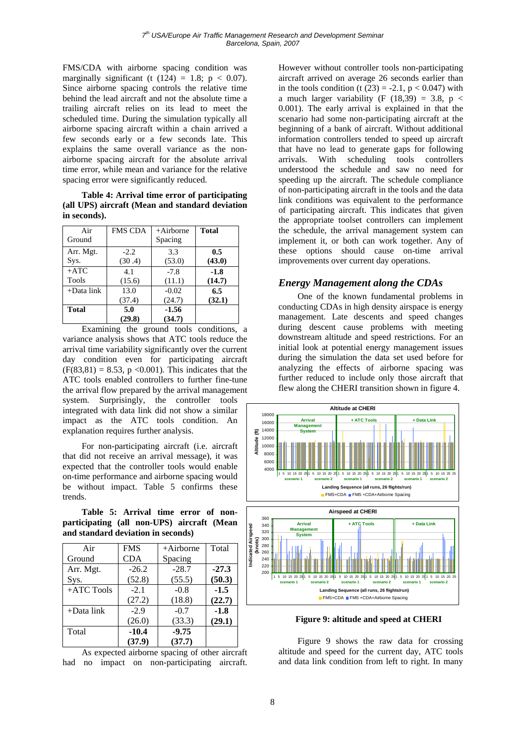FMS/CDA with airborne spacing condition was marginally significant ($t(124) = 1.8$; $p < 0.07$). Since airborne spacing controls the relative time behind the lead aircraft and not the absolute time a trailing aircraft relies on its lead to meet the scheduled time. During the simulation typically all airborne spacing aircraft within a chain arrived a few seconds early or a few seconds late. This explains the same overall variance as the non-airborne spacing aircraft for the absolute arrival time error, while mean and variance for the relative spacing error were significantly reduced.

**Table 4: Arrival time error of participating (all UPS) aircraft (Mean and standard deviation in seconds).**

| Air / Ground | FMS CDA | +Airborne Spacing | **Total** |
|---|---|---|---|
| Arr. Mgt. Sys. | -2.2 (30 .4) | 3.3 (53.0) | **0.5 (43.0)** |
| +ATC Tools | 4.1 (15.6) | -7.8 (11.1) | **-1.8 (14.7)** |
| +Data link | 13.0 (37.4) | -0.02 (24.7) | **6.5 (32.1)** |
| **Total** | **5.0 (29.8)** | **-1.56 (34.7)** | |

Examining the ground tools conditions, a variance analysis shows that ATC tools reduce the arrival time variability significantly over the current day condition even for participating aircraft ($F(83,81) = 8.53$, $p < 0.001$). This indicates that the ATC tools enabled controllers to further fine-tune the arrival flow prepared by the arrival management system. Surprisingly, the controller tools integrated with data link did not show a similar impact as the ATC tools condition. An explanation requires further analysis.

For non-participating aircraft (i.e. aircraft that did not receive an arrival message), it was expected that the controller tools would enable on-time performance and airborne spacing would be without impact. Table 5 confirms these trends.

**Table 5: Arrival time error of non-participating (all non-UPS) aircraft (Mean and standard deviation in seconds)**

| Air / Ground | FMS CDA | +Airborne Spacing | Total |
|---|---|---|---|
| Arr. Mgt. Sys. | -26.2 (52.8) | -28.7 (55.5) | **-27.3 (50.3)** |
| +ATC Tools | -2.1 (27.2) | -0.8 (18.8) | **-1.5 (22.7)** |
| +Data link | -2.9 (26.0) | -0.7 (33.3) | **-1.8 (29.1)** |
| Total | **-10.4 (37.9)** | **-9.75 (37.7)** | |

As expected airborne spacing of other aircraft had no impact on non-participating aircraft. However without controller tools non-participating aircraft arrived on average 26 seconds earlier than in the tools condition ($t(23) = -2.1$, $p < 0.047$) with a much larger variability ($F(18,39) = 3.8$, $p < 0.001$). The early arrival is explained in that the scenario had some non-participating aircraft at the beginning of a bank of aircraft. Without additional information controllers tended to speed up aircraft that have no lead to generate gaps for following arrivals. With scheduling tools controllers understood the schedule and saw no need for speeding up the aircraft. The schedule compliance of non-participating aircraft in the tools and the data link conditions was equivalent to the performance of participating aircraft. This indicates that given the appropriate toolset controllers can implement the schedule, the arrival management system can implement it, or both can work together. Any of these options should cause on-time arrival improvements over current day operations.

## *Energy Management along the CDAs*

One of the known fundamental problems in conducting CDAs in high density airspace is energy management. Late descents and speed changes during descent cause problems with meeting downstream altitude and speed restrictions. For an initial look at potential energy management issues during the simulation the data set used before for analyzing the effects of airborne spacing was further reduced to include only those aircraft that flew along the CHERI transition shown in figure 4.

**Figure 9: altitude and speed at CHERI**

Figure 9 shows the raw data for crossing altitude and speed for the current day, ATC tools and data link condition from left to right. In many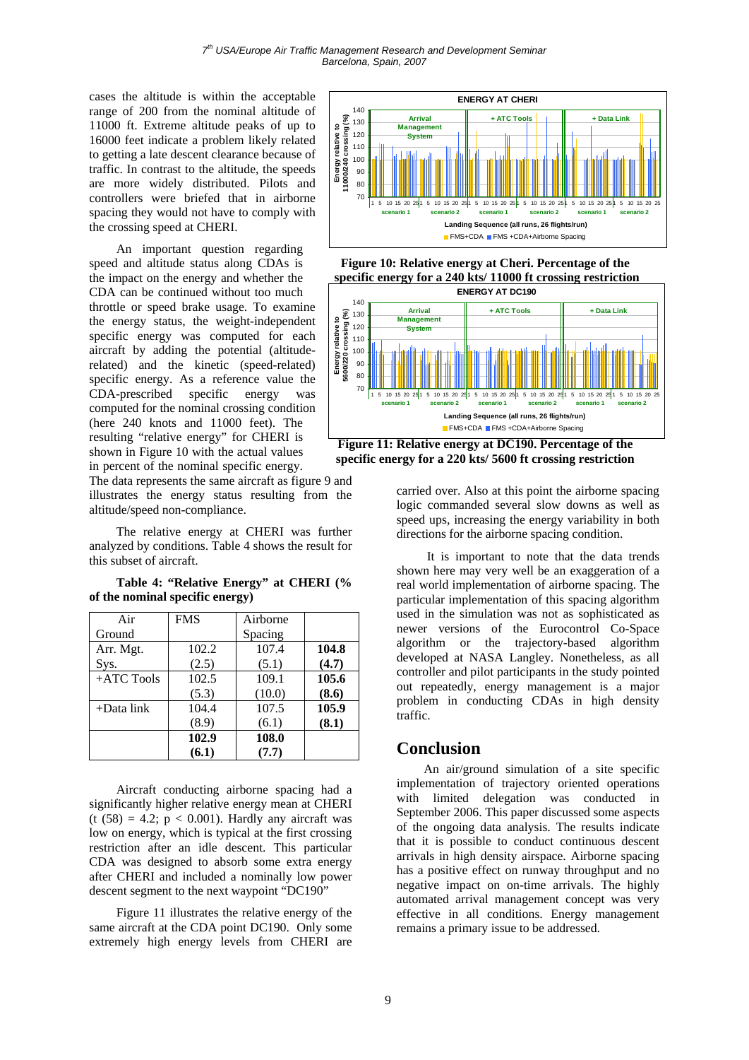cases the altitude is within the acceptable range of 200 from the nominal altitude of 11000 ft. Extreme altitude peaks of up to 16000 feet indicate a problem likely related to getting a late descent clearance because of traffic. In contrast to the altitude, the speeds are more widely distributed. Pilots and controllers were briefed that in airborne spacing they would not have to comply with the crossing speed at CHERI.

An important question regarding speed and altitude status along CDAs is the impact on the energy and whether the CDA can be continued without too much throttle or speed brake usage. To examine the energy status, the weight-independent specific energy was computed for each aircraft by adding the potential (altitude-related) and the kinetic (speed-related) specific energy. As a reference value the CDA-prescribed specific energy was computed for the nominal crossing condition (here 240 knots and 11000 feet). The resulting "relative energy" for CHERI is shown in Figure 10 with the actual values in percent of the nominal specific energy. The data represents the same aircraft as figure 9 and illustrates the energy status resulting from the altitude/speed non-compliance.

**Figure 10: Relative energy at Cheri. Percentage of the specific energy for a 240 kts/ 11000 ft crossing restriction**

**Figure 11: Relative energy at DC190. Percentage of the specific energy for a 220 kts/ 5600 ft crossing restriction**

The relative energy at CHERI was further analyzed by conditions. Table 4 shows the result for this subset of aircraft.

**Table 4: "Relative Energy" at CHERI (% of the nominal specific energy)**

| Air Ground | FMS | Airborne Spacing | |
|---|---|---|---|
| Arr. Mgt. Sys. | 102.2 (2.5) | 107.4 (5.1) | **104.8 (4.7)** |
| +ATC Tools | 102.5 (5.3) | 109.1 (10.0) | **105.6 (8.6)** |
| +Data link | 104.4 (8.9) | 107.5 (6.1) | **105.9 (8.1)** |
| | **102.9 (6.1)** | **108.0 (7.7)** | |

Aircraft conducting airborne spacing had a significantly higher relative energy mean at CHERI ($t$ (58) = 4.2; $p < 0.001$). Hardly any aircraft was low on energy, which is typical at the first crossing restriction after an idle descent. This particular CDA was designed to absorb some extra energy after CHERI and included a nominally low power descent segment to the next waypoint "DC190"

Figure 11 illustrates the relative energy of the same aircraft at the CDA point DC190. Only some extremely high energy levels from CHERI are carried over. Also at this point the airborne spacing logic commanded several slow downs as well as speed ups, increasing the energy variability in both directions for the airborne spacing condition.

It is important to note that the data trends shown here may very well be an exaggeration of a real world implementation of airborne spacing. The particular implementation of this spacing algorithm used in the simulation was not as sophisticated as newer versions of the Eurocontrol Co-Space algorithm or the trajectory-based algorithm developed at NASA Langley. Nonetheless, as all controller and pilot participants in the study pointed out repeatedly, energy management is a major problem in conducting CDAs in high density traffic.

## Conclusion

An air/ground simulation of a site specific implementation of trajectory oriented operations with limited delegation was conducted in September 2006. This paper discussed some aspects of the ongoing data analysis. The results indicate that it is possible to conduct continuous descent arrivals in high density airspace. Airborne spacing has a positive effect on runway throughput and no negative impact on on-time arrivals. The highly automated arrival management concept was very effective in all conditions. Energy management remains a primary issue to be addressed.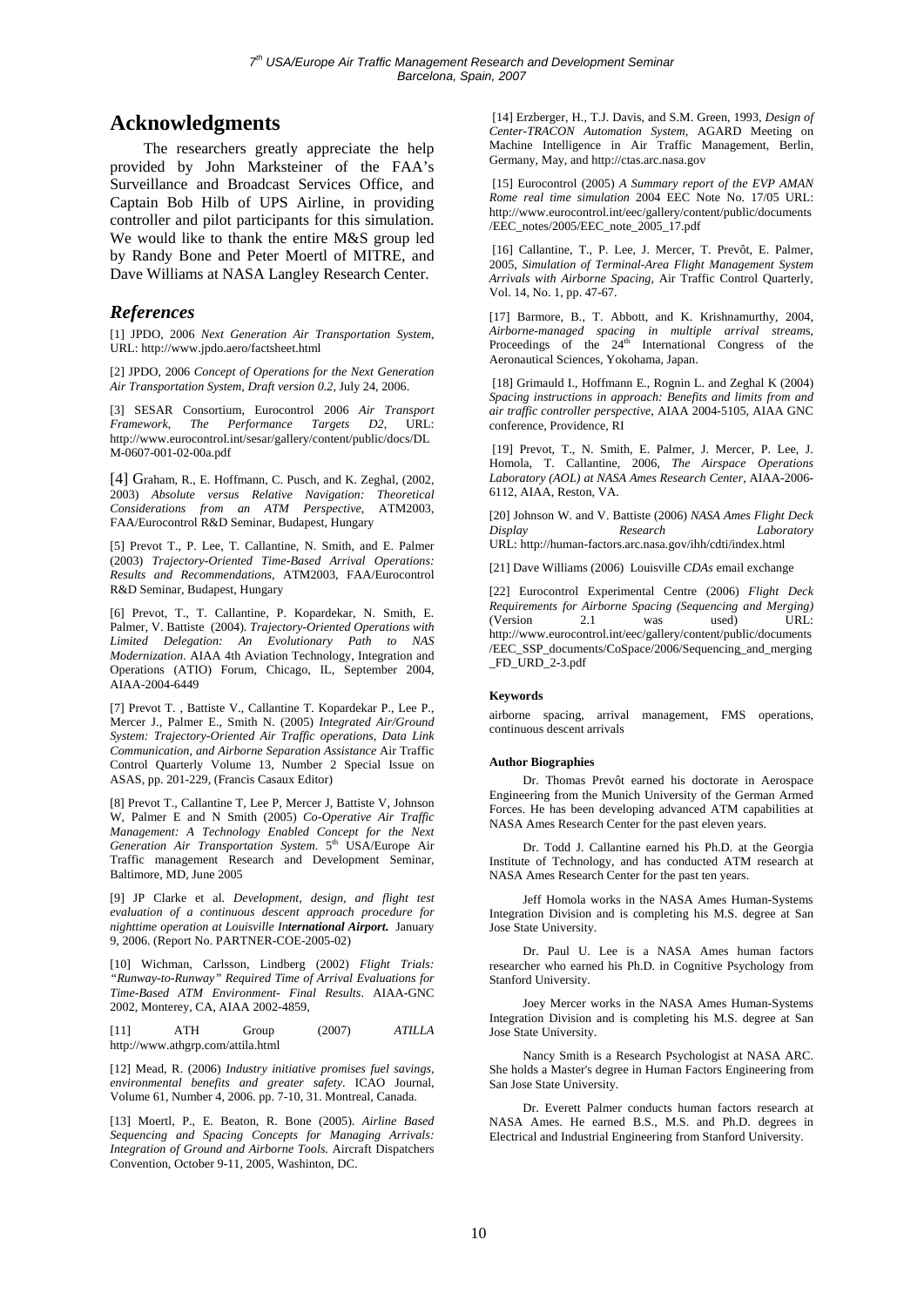## Acknowledgments

The researchers greatly appreciate the help provided by John Marksteiner of the FAA's Surveillance and Broadcast Services Office, and Captain Bob Hilb of UPS Airline, in providing controller and pilot participants for this simulation. We would like to thank the entire M&S group led by Randy Bone and Peter Moertl of MITRE, and Dave Williams at NASA Langley Research Center.

## *References*

[1] JPDO, 2006 *Next Generation Air Transportation System*, URL: http://www.jpdo.aero/factsheet.html

[2] JPDO, 2006 *Concept of Operations for the Next Generation Air Transportation System, Draft version 0.2*, July 24, 2006.

[3] SESAR Consortium, Eurocontrol 2006 *Air Transport Framework, The Performance Targets D2*, URL: http://www.eurocontrol.int/sesar/gallery/content/public/docs/DLM-0607-001-02-00a.pdf

[4] Graham, R., E. Hoffmann, C. Pusch, and K. Zeghal, (2002, 2003) *Absolute versus Relative Navigation: Theoretical Considerations from an ATM Perspective*, ATM2003, FAA/Eurocontrol R&D Seminar, Budapest, Hungary

[5] Prevot T., P. Lee, T. Callantine, N. Smith, and E. Palmer (2003) *Trajectory-Oriented Time-Based Arrival Operations: Results and Recommendations*, ATM2003, FAA/Eurocontrol R&D Seminar, Budapest, Hungary

[6] Prevot, T., T. Callantine, P. Kopardekar, N. Smith, E. Palmer, V. Battiste (2004). *Trajectory-Oriented Operations with Limited Delegation: An Evolutionary Path to NAS Modernization*. AIAA 4th Aviation Technology, Integration and Operations (ATIO) Forum, Chicago, IL, September 2004, AIAA-2004-6449

[7] Prevot T. , Battiste V., Callantine T. Kopardekar P., Lee P., Mercer J., Palmer E., Smith N. (2005) *Integrated Air/Ground System: Trajectory-Oriented Air Traffic operations, Data Link Communication, and Airborne Separation Assistance* Air Traffic Control Quarterly Volume 13, Number 2 Special Issue on ASAS, pp. 201-229, (Francis Casaux Editor)

[8] Prevot T., Callantine T, Lee P, Mercer J, Battiste V, Johnson W, Palmer E and N Smith (2005) *Co-Operative Air Traffic Management: A Technology Enabled Concept for the Next Generation Air Transportation System*. 5th USA/Europe Air Traffic management Research and Development Seminar, Baltimore, MD, June 2005

[9] JP Clarke et al. *Development, design, and flight test evaluation of a continuous descent approach procedure for nighttime operation at Louisville In**ternational Airport.*** January 9, 2006. (Report No. PARTNER-COE-2005-02)

[10] Wichman, Carlsson, Lindberg (2002) *Flight Trials: "Runway-to-Runway" Required Time of Arrival Evaluations for Time-Based ATM Environment- Final Results*. AIAA-GNC 2002, Monterey, CA, AIAA 2002-4859,

[11] ATH Group (2007) *ATILLA* http://www.athgrp.com/attila.html

[12] Mead, R. (2006) *Industry initiative promises fuel savings, environmental benefits and greater safety*. ICAO Journal, Volume 61, Number 4, 2006. pp. 7-10, 31. Montreal, Canada.

[13] Moertl, P., E. Beaton, R. Bone (2005). *Airline Based Sequencing and Spacing Concepts for Managing Arrivals: Integration of Ground and Airborne Tools.* Aircraft Dispatchers Convention, October 9-11, 2005, Washinton, DC.

[14] Erzberger, H., T.J. Davis, and S.M. Green, 1993, *Design of Center-TRACON Automation System*, AGARD Meeting on Machine Intelligence in Air Traffic Management, Berlin, Germany, May, and http://ctas.arc.nasa.gov

[15] Eurocontrol (2005) *A Summary report of the EVP AMAN Rome real time simulation* 2004 EEC Note No. 17/05 URL: http://www.eurocontrol.int/eec/gallery/content/public/documents/EEC_notes/2005/EEC_note_2005_17.pdf

[16] Callantine, T., P. Lee, J. Mercer, T. Prevôt, E. Palmer, 2005, *Simulation of Terminal-Area Flight Management System Arrivals with Airborne Spacing*, Air Traffic Control Quarterly, Vol. 14, No. 1, pp. 47-67.

[17] Barmore, B., T. Abbott, and K. Krishnamurthy, 2004, *Airborne-managed spacing in multiple arrival streams*, Proceedings of the 24th International Congress of the Aeronautical Sciences, Yokohama, Japan.

[18] Grimauld I., Hoffmann E., Rognin L. and Zeghal K (2004) *Spacing instructions in approach: Benefits and limits from and air traffic controller perspective*, AIAA 2004-5105, AIAA GNC conference, Providence, RI

[19] Prevot, T., N. Smith, E. Palmer, J. Mercer, P. Lee, J. Homola, T. Callantine, 2006, *The Airspace Operations Laboratory (AOL) at NASA Ames Research Center*, AIAA-2006-6112, AIAA, Reston, VA.

[20] Johnson W. and V. Battiste (2006) *NASA Ames Flight Deck Display Research Laboratory* URL: http://human-factors.arc.nasa.gov/ihh/cdti/index.html

[21] Dave Williams (2006) Louisville *CDAs* email exchange

[22] Eurocontrol Experimental Centre (2006) *Flight Deck Requirements for Airborne Spacing (Sequencing and Merging)* (Version 2.1 was used) URL: http://www.eurocontrol.int/eec/gallery/content/public/documents/EEC_SSP_documents/CoSpace/2006/Sequencing_and_merging_FD_URD_2-3.pdf

#### Keywords

airborne spacing, arrival management, FMS operations, continuous descent arrivals

#### Author Biographies

Dr. Thomas Prevôt earned his doctorate in Aerospace Engineering from the Munich University of the German Armed Forces. He has been developing advanced ATM capabilities at NASA Ames Research Center for the past eleven years.

Dr. Todd J. Callantine earned his Ph.D. at the Georgia Institute of Technology, and has conducted ATM research at NASA Ames Research Center for the past ten years.

Jeff Homola works in the NASA Ames Human-Systems Integration Division and is completing his M.S. degree at San Jose State University.

Dr. Paul U. Lee is a NASA Ames human factors researcher who earned his Ph.D. in Cognitive Psychology from Stanford University.

Joey Mercer works in the NASA Ames Human-Systems Integration Division and is completing his M.S. degree at San Jose State University.

Nancy Smith is a Research Psychologist at NASA ARC. She holds a Master's degree in Human Factors Engineering from San Jose State University.

Dr. Everett Palmer conducts human factors research at NASA Ames. He earned B.S., M.S. and Ph.D. degrees in Electrical and Industrial Engineering from Stanford University.